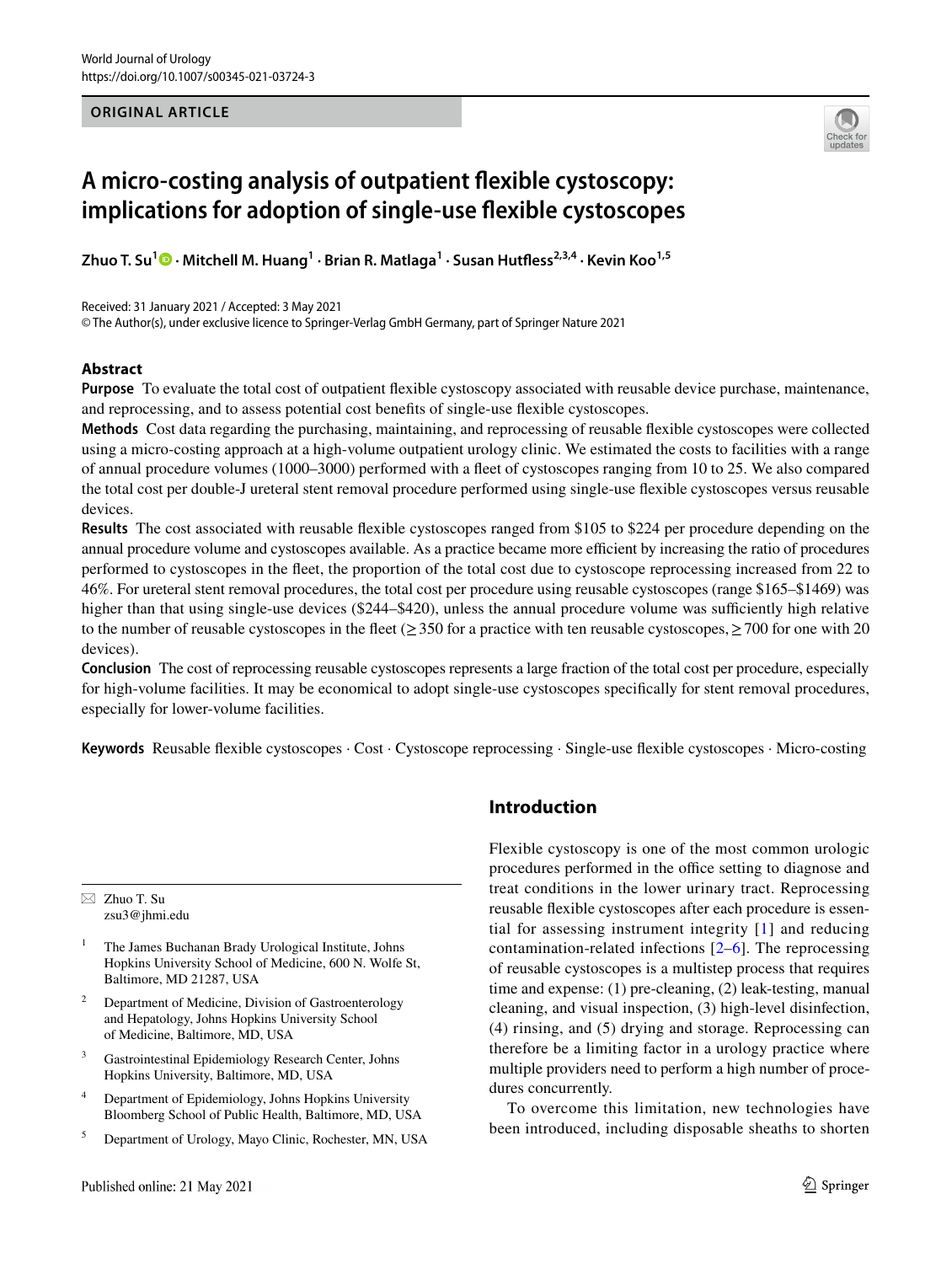World Journal of Urology
https://doi.org/10.1007/s00345-021-03724-3

**ORIGINAL ARTICLE**

# A micro-costing analysis of outpatient flexible cystoscopy: implications for adoption of single-use flexible cystoscopes

**Zhuo T. Su[1] · Mitchell M. Huang[1] · Brian R. Matlaga[1] · Susan Hutfless[2,3,4] · Kevin Koo[1,5]**

Received: 31 January 2021 / Accepted: 3 May 2021
© The Author(s), under exclusive licence to Springer-Verlag GmbH Germany, part of Springer Nature 2021

## Abstract

**Purpose** To evaluate the total cost of outpatient flexible cystoscopy associated with reusable device purchase, maintenance, and reprocessing, and to assess potential cost benefits of single-use flexible cystoscopes.

**Methods** Cost data regarding the purchasing, maintaining, and reprocessing of reusable flexible cystoscopes were collected using a micro-costing approach at a high-volume outpatient urology clinic. We estimated the costs to facilities with a range of annual procedure volumes (1000–3000) performed with a fleet of cystoscopes ranging from 10 to 25. We also compared the total cost per double-J ureteral stent removal procedure performed using single-use flexible cystoscopes versus reusable devices.

**Results** The cost associated with reusable flexible cystoscopes ranged from \$105 to \$224 per procedure depending on the annual procedure volume and cystoscopes available. As a practice became more efficient by increasing the ratio of procedures performed to cystoscopes in the fleet, the proportion of the total cost due to cystoscope reprocessing increased from 22 to 46%. For ureteral stent removal procedures, the total cost per procedure using reusable cystoscopes (range \$165–\$1469) was higher than that using single-use devices (\$244–\$420), unless the annual procedure volume was sufficiently high relative to the number of reusable cystoscopes in the fleet (≥ 350 for a practice with ten reusable cystoscopes, ≥ 700 for one with 20 devices).

**Conclusion** The cost of reprocessing reusable cystoscopes represents a large fraction of the total cost per procedure, especially for high-volume facilities. It may be economical to adopt single-use cystoscopes specifically for stent removal procedures, especially for lower-volume facilities.

**Keywords** Reusable flexible cystoscopes · Cost · Cystoscope reprocessing · Single-use flexible cystoscopes · Micro-costing

## Introduction

Flexible cystoscopy is one of the most common urologic procedures performed in the office setting to diagnose and treat conditions in the lower urinary tract. Reprocessing reusable flexible cystoscopes after each procedure is essential for assessing instrument integrity [1] and reducing contamination-related infections [2–6]. The reprocessing of reusable cystoscopes is a multistep process that requires time and expense: (1) pre-cleaning, (2) leak-testing, manual cleaning, and visual inspection, (3) high-level disinfection, (4) rinsing, and (5) drying and storage. Reprocessing can therefore be a limiting factor in a urology practice where multiple providers need to perform a high number of procedures concurrently.

To overcome this limitation, new technologies have been introduced, including disposable sheaths to shorten

---

✉ Zhuo T. Su
zsu3@jhmi.edu

1. The James Buchanan Brady Urological Institute, Johns Hopkins University School of Medicine, 600 N. Wolfe St, Baltimore, MD 21287, USA
2. Department of Medicine, Division of Gastroenterology and Hepatology, Johns Hopkins University School of Medicine, Baltimore, MD, USA
3. Gastrointestinal Epidemiology Research Center, Johns Hopkins University, Baltimore, MD, USA
4. Department of Epidemiology, Johns Hopkins University Bloomberg School of Public Health, Baltimore, MD, USA
5. Department of Urology, Mayo Clinic, Rochester, MN, USA

Published online: 21 May 2021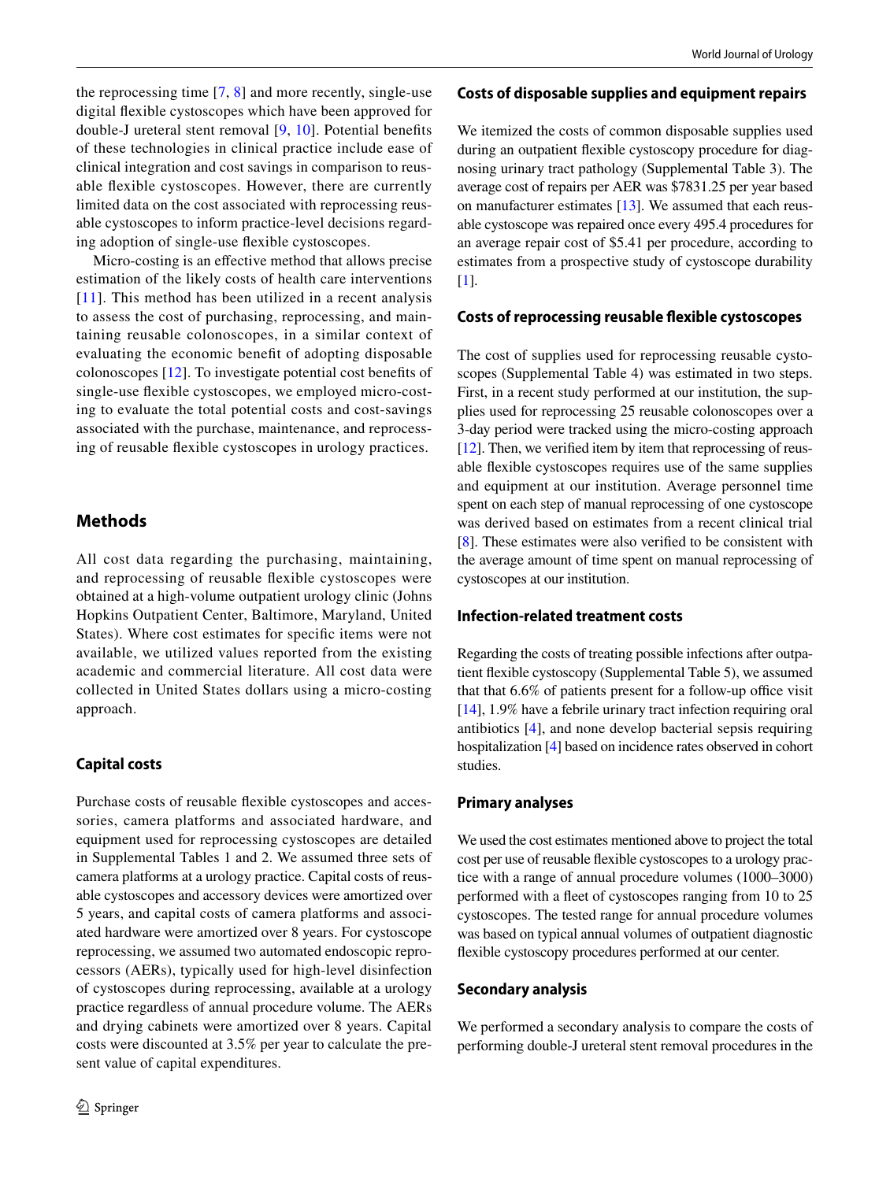the reprocessing time [7, 8] and more recently, single-use digital flexible cystoscopes which have been approved for double-J ureteral stent removal [9, 10]. Potential benefits of these technologies in clinical practice include ease of clinical integration and cost savings in comparison to reusable flexible cystoscopes. However, there are currently limited data on the cost associated with reprocessing reusable cystoscopes to inform practice-level decisions regarding adoption of single-use flexible cystoscopes.

Micro-costing is an effective method that allows precise estimation of the likely costs of health care interventions [11]. This method has been utilized in a recent analysis to assess the cost of purchasing, reprocessing, and maintaining reusable colonoscopes, in a similar context of evaluating the economic benefit of adopting disposable colonoscopes [12]. To investigate potential cost benefits of single-use flexible cystoscopes, we employed micro-costing to evaluate the total potential costs and cost-savings associated with the purchase, maintenance, and reprocessing of reusable flexible cystoscopes in urology practices.

## Methods

All cost data regarding the purchasing, maintaining, and reprocessing of reusable flexible cystoscopes were obtained at a high-volume outpatient urology clinic (Johns Hopkins Outpatient Center, Baltimore, Maryland, United States). Where cost estimates for specific items were not available, we utilized values reported from the existing academic and commercial literature. All cost data were collected in United States dollars using a micro-costing approach.

### Capital costs

Purchase costs of reusable flexible cystoscopes and accessories, camera platforms and associated hardware, and equipment used for reprocessing cystoscopes are detailed in Supplemental Tables 1 and 2. We assumed three sets of camera platforms at a urology practice. Capital costs of reusable cystoscopes and accessory devices were amortized over 5 years, and capital costs of camera platforms and associated hardware were amortized over 8 years. For cystoscope reprocessing, we assumed two automated endoscopic reprocessors (AERs), typically used for high-level disinfection of cystoscopes during reprocessing, available at a urology practice regardless of annual procedure volume. The AERs and drying cabinets were amortized over 8 years. Capital costs were discounted at 3.5% per year to calculate the present value of capital expenditures.

### Costs of disposable supplies and equipment repairs

We itemized the costs of common disposable supplies used during an outpatient flexible cystoscopy procedure for diagnosing urinary tract pathology (Supplemental Table 3). The average cost of repairs per AER was $7831.25 per year based on manufacturer estimates [13]. We assumed that each reusable cystoscope was repaired once every 495.4 procedures for an average repair cost of $5.41 per procedure, according to estimates from a prospective study of cystoscope durability [1].

### Costs of reprocessing reusable flexible cystoscopes

The cost of supplies used for reprocessing reusable cystoscopes (Supplemental Table 4) was estimated in two steps. First, in a recent study performed at our institution, the supplies used for reprocessing 25 reusable colonoscopes over a 3-day period were tracked using the micro-costing approach [12]. Then, we verified item by item that reprocessing of reusable flexible cystoscopes requires use of the same supplies and equipment at our institution. Average personnel time spent on each step of manual reprocessing of one cystoscope was derived based on estimates from a recent clinical trial [8]. These estimates were also verified to be consistent with the average amount of time spent on manual reprocessing of cystoscopes at our institution.

### Infection-related treatment costs

Regarding the costs of treating possible infections after outpatient flexible cystoscopy (Supplemental Table 5), we assumed that that 6.6% of patients present for a follow-up office visit [14], 1.9% have a febrile urinary tract infection requiring oral antibiotics [4], and none develop bacterial sepsis requiring hospitalization [4] based on incidence rates observed in cohort studies.

### Primary analyses

We used the cost estimates mentioned above to project the total cost per use of reusable flexible cystoscopes to a urology practice with a range of annual procedure volumes (1000–3000) performed with a fleet of cystoscopes ranging from 10 to 25 cystoscopes. The tested range for annual procedure volumes was based on typical annual volumes of outpatient diagnostic flexible cystoscopy procedures performed at our center.

### Secondary analysis

We performed a secondary analysis to compare the costs of performing double-J ureteral stent removal procedures in the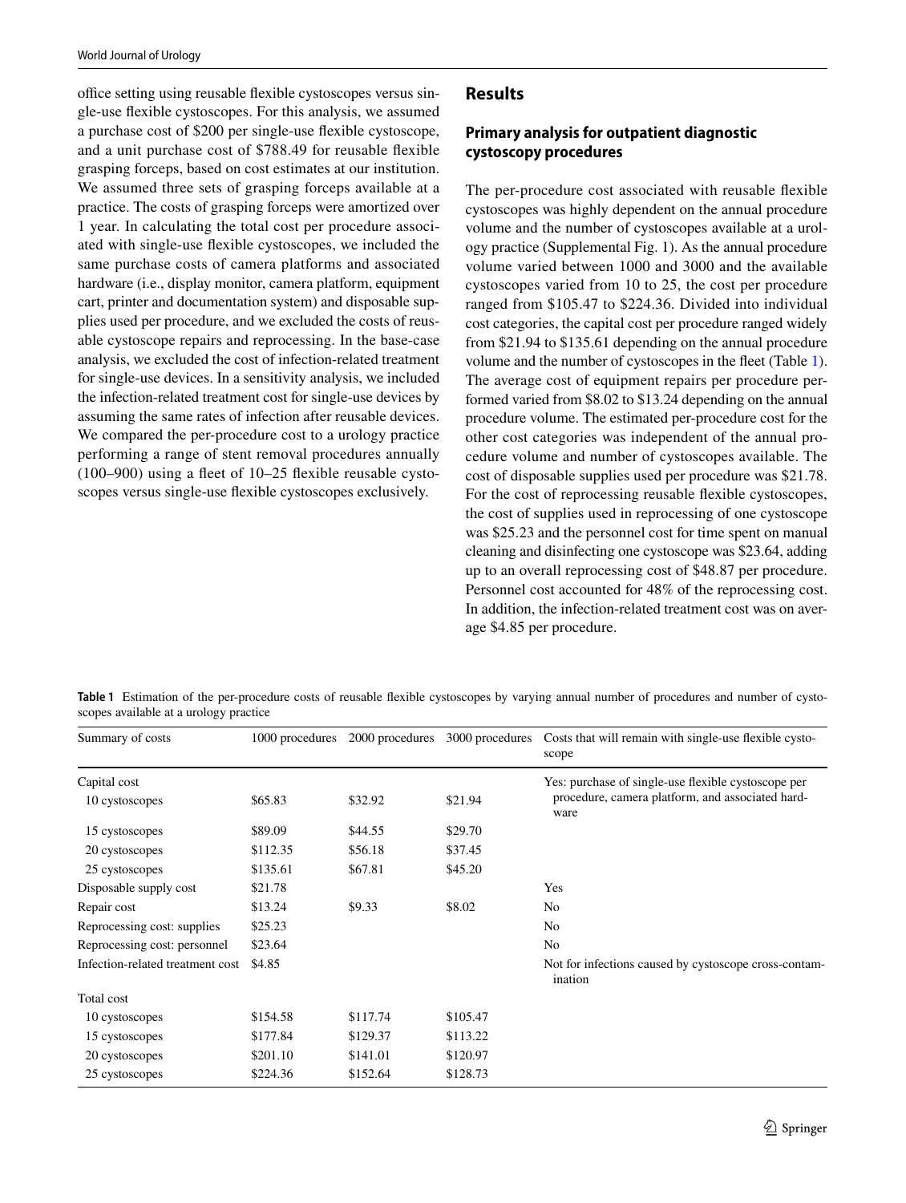office setting using reusable flexible cystoscopes versus single-use flexible cystoscopes. For this analysis, we assumed a purchase cost of $200 per single-use flexible cystoscope, and a unit purchase cost of $788.49 for reusable flexible grasping forceps, based on cost estimates at our institution. We assumed three sets of grasping forceps available at a practice. The costs of grasping forceps were amortized over 1 year. In calculating the total cost per procedure associated with single-use flexible cystoscopes, we included the same purchase costs of camera platforms and associated hardware (i.e., display monitor, camera platform, equipment cart, printer and documentation system) and disposable supplies used per procedure, and we excluded the costs of reusable cystoscope repairs and reprocessing. In the base-case analysis, we excluded the cost of infection-related treatment for single-use devices. In a sensitivity analysis, we included the infection-related treatment cost for single-use devices by assuming the same rates of infection after reusable devices. We compared the per-procedure cost to a urology practice performing a range of stent removal procedures annually (100–900) using a fleet of 10–25 flexible reusable cystoscopes versus single-use flexible cystoscopes exclusively.

## Results

### Primary analysis for outpatient diagnostic cystoscopy procedures

The per-procedure cost associated with reusable flexible cystoscopes was highly dependent on the annual procedure volume and the number of cystoscopes available at a urology practice (Supplemental Fig. 1). As the annual procedure volume varied between 1000 and 3000 and the available cystoscopes varied from 10 to 25, the cost per procedure ranged from $105.47 to $224.36. Divided into individual cost categories, the capital cost per procedure ranged widely from $21.94 to $135.61 depending on the annual procedure volume and the number of cystoscopes in the fleet (Table 1). The average cost of equipment repairs per procedure performed varied from $8.02 to $13.24 depending on the annual procedure volume. The estimated per-procedure cost for the other cost categories was independent of the annual procedure volume and number of cystoscopes available. The cost of disposable supplies used per procedure was $21.78. For the cost of reprocessing reusable flexible cystoscopes, the cost of supplies used in reprocessing of one cystoscope was $25.23 and the personnel cost for time spent on manual cleaning and disinfecting one cystoscope was $23.64, adding up to an overall reprocessing cost of $48.87 per procedure. Personnel cost accounted for 48% of the reprocessing cost. In addition, the infection-related treatment cost was on average $4.85 per procedure.

**Table 1** Estimation of the per-procedure costs of reusable flexible cystoscopes by varying annual number of procedures and number of cystoscopes available at a urology practice

| Summary of costs | 1000 procedures | 2000 procedures | 3000 procedures | Costs that will remain with single-use flexible cystoscope |
|---|---|---|---|---|
| Capital cost | | | | Yes: purchase of single-use flexible cystoscope per procedure, camera platform, and associated hardware |
| 10 cystoscopes | $65.83 | $32.92 | $21.94 | |
| 15 cystoscopes | $89.09 | $44.55 | $29.70 | |
| 20 cystoscopes | $112.35 | $56.18 | $37.45 | |
| 25 cystoscopes | $135.61 | $67.81 | $45.20 | |
| Disposable supply cost | $21.78 | | | Yes |
| Repair cost | $13.24 | $9.33 | $8.02 | No |
| Reprocessing cost: supplies | $25.23 | | | No |
| Reprocessing cost: personnel | $23.64 | | | No |
| Infection-related treatment cost | $4.85 | | | Not for infections caused by cystoscope cross-contamination |
| Total cost | | | | |
| 10 cystoscopes | $154.58 | $117.74 | $105.47 | |
| 15 cystoscopes | $177.84 | $129.37 | $113.22 | |
| 20 cystoscopes | $201.10 | $141.01 | $120.97 | |
| 25 cystoscopes | $224.36 | $152.64 | $128.73 | |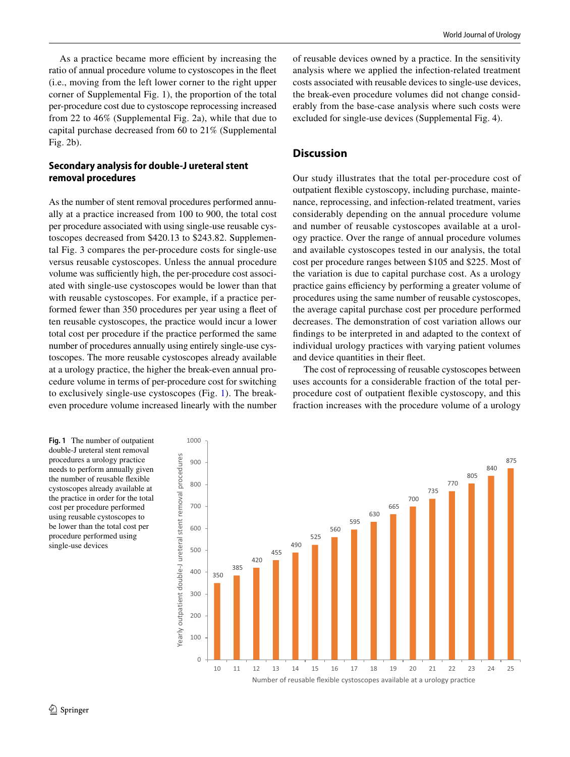As a practice became more efficient by increasing the ratio of annual procedure volume to cystoscopes in the fleet (i.e., moving from the left lower corner to the right upper corner of Supplemental Fig. 1), the proportion of the total per-procedure cost due to cystoscope reprocessing increased from 22 to 46% (Supplemental Fig. 2a), while that due to capital purchase decreased from 60 to 21% (Supplemental Fig. 2b).

### Secondary analysis for double-J ureteral stent removal procedures

As the number of stent removal procedures performed annually at a practice increased from 100 to 900, the total cost per procedure associated with using single-use reusable cystoscopes decreased from $420.13 to $243.82. Supplemental Fig. 3 compares the per-procedure costs for single-use versus reusable cystoscopes. Unless the annual procedure volume was sufficiently high, the per-procedure cost associated with single-use cystoscopes would be lower than that with reusable cystoscopes. For example, if a practice performed fewer than 350 procedures per year using a fleet of ten reusable cystoscopes, the practice would incur a lower total cost per procedure if the practice performed the same number of procedures annually using entirely single-use cystoscopes. The more reusable cystoscopes already available at a urology practice, the higher the break-even annual procedure volume in terms of per-procedure cost for switching to exclusively single-use cystoscopes (Fig. 1). The break-even procedure volume increased linearly with the number of reusable devices owned by a practice. In the sensitivity analysis where we applied the infection-related treatment costs associated with reusable devices to single-use devices, the break-even procedure volumes did not change considerably from the base-case analysis where such costs were excluded for single-use devices (Supplemental Fig. 4).

## Discussion

Our study illustrates that the total per-procedure cost of outpatient flexible cystoscopy, including purchase, maintenance, reprocessing, and infection-related treatment, varies considerably depending on the annual procedure volume and number of reusable cystoscopes available at a urology practice. Over the range of annual procedure volumes and available cystoscopes tested in our analysis, the total cost per procedure ranges between $105 and $225. Most of the variation is due to capital purchase cost. As a urology practice gains efficiency by performing a greater volume of procedures using the same number of reusable cystoscopes, the average capital purchase cost per procedure performed decreases. The demonstration of cost variation allows our findings to be interpreted in and adapted to the context of individual urology practices with varying patient volumes and device quantities in their fleet.

The cost of reprocessing of reusable cystoscopes between uses accounts for a considerable fraction of the total per-procedure cost of outpatient flexible cystoscopy, and this fraction increases with the procedure volume of a urology

| Number of reusable flexible cystoscopes available at a urology practice | Yearly outpatient double-J ureteral stent removal procedures |
|---|---|
| 10 | 350 |
| 11 | 385 |
| 12 | 420 |
| 13 | 455 |
| 14 | 490 |
| 15 | 525 |
| 16 | 560 |
| 17 | 595 |
| 18 | 630 |
| 19 | 665 |
| 20 | 700 |
| 21 | 735 |
| 22 | 770 |
| 23 | 805 |
| 24 | 840 |
| 25 | 875 |

**Fig. 1** The number of outpatient double-J ureteral stent removal procedures a urology practice needs to perform annually given the number of reusable flexible cystoscopes already available at the practice in order for the total cost per procedure performed using reusable cystoscopes to be lower than the total cost per procedure performed using single-use devices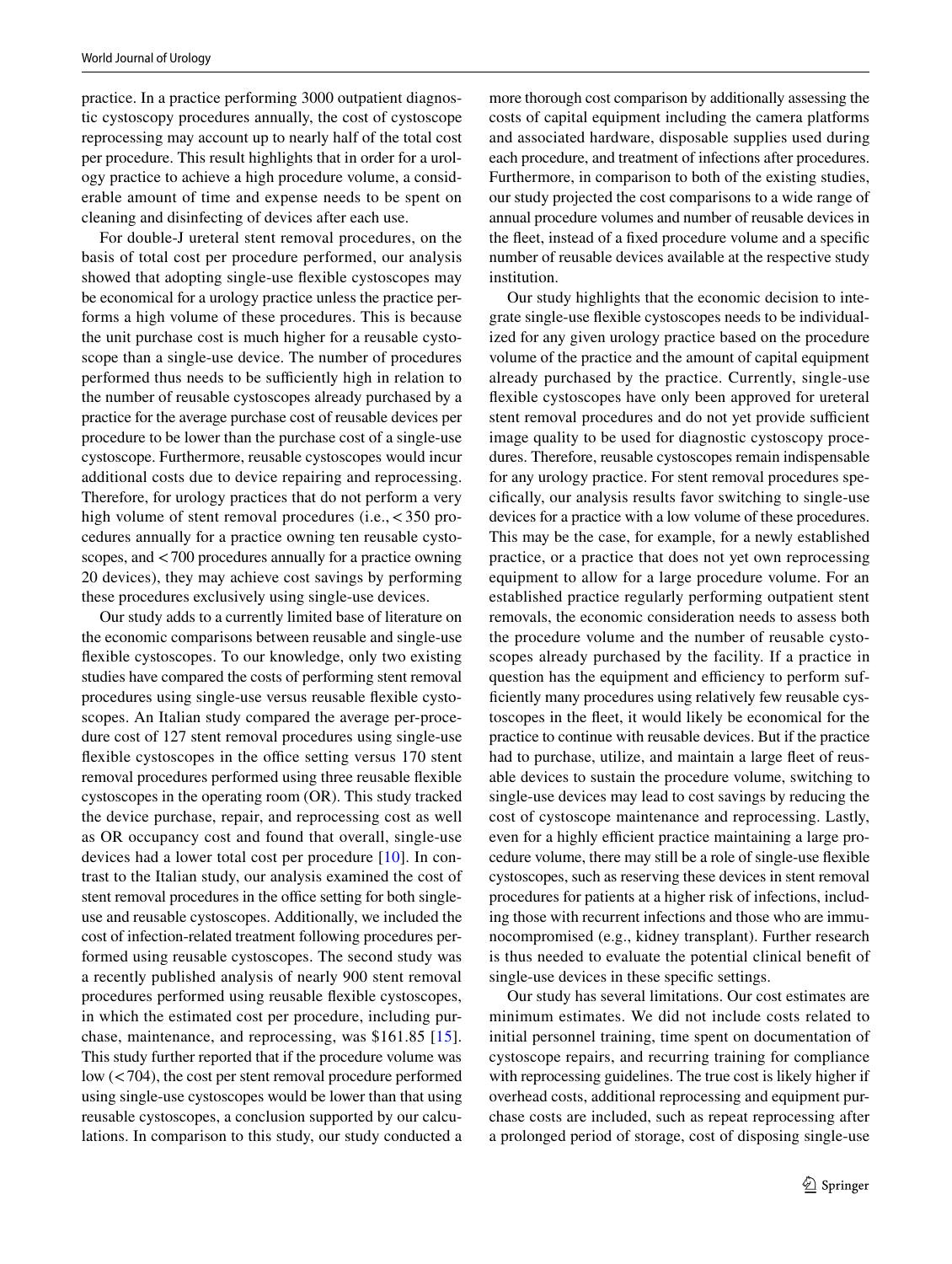practice. In a practice performing 3000 outpatient diagnostic cystoscopy procedures annually, the cost of cystoscope reprocessing may account up to nearly half of the total cost per procedure. This result highlights that in order for a urology practice to achieve a high procedure volume, a considerable amount of time and expense needs to be spent on cleaning and disinfecting of devices after each use.

For double-J ureteral stent removal procedures, on the basis of total cost per procedure performed, our analysis showed that adopting single-use flexible cystoscopes may be economical for a urology practice unless the practice performs a high volume of these procedures. This is because the unit purchase cost is much higher for a reusable cystoscope than a single-use device. The number of procedures performed thus needs to be sufficiently high in relation to the number of reusable cystoscopes already purchased by a practice for the average purchase cost of reusable devices per procedure to be lower than the purchase cost of a single-use cystoscope. Furthermore, reusable cystoscopes would incur additional costs due to device repairing and reprocessing. Therefore, for urology practices that do not perform a very high volume of stent removal procedures (i.e., < 350 procedures annually for a practice owning ten reusable cystoscopes, and < 700 procedures annually for a practice owning 20 devices), they may achieve cost savings by performing these procedures exclusively using single-use devices.

Our study adds to a currently limited base of literature on the economic comparisons between reusable and single-use flexible cystoscopes. To our knowledge, only two existing studies have compared the costs of performing stent removal procedures using single-use versus reusable flexible cystoscopes. An Italian study compared the average per-procedure cost of 127 stent removal procedures using single-use flexible cystoscopes in the office setting versus 170 stent removal procedures performed using three reusable flexible cystoscopes in the operating room (OR). This study tracked the device purchase, repair, and reprocessing cost as well as OR occupancy cost and found that overall, single-use devices had a lower total cost per procedure [10]. In contrast to the Italian study, our analysis examined the cost of stent removal procedures in the office setting for both single-use and reusable cystoscopes. Additionally, we included the cost of infection-related treatment following procedures performed using reusable cystoscopes. The second study was a recently published analysis of nearly 900 stent removal procedures performed using reusable flexible cystoscopes, in which the estimated cost per procedure, including purchase, maintenance, and reprocessing, was $161.85 [15]. This study further reported that if the procedure volume was low (< 704), the cost per stent removal procedure performed using single-use cystoscopes would be lower than that using reusable cystoscopes, a conclusion supported by our calculations. In comparison to this study, our study conducted a more thorough cost comparison by additionally assessing the costs of capital equipment including the camera platforms and associated hardware, disposable supplies used during each procedure, and treatment of infections after procedures. Furthermore, in comparison to both of the existing studies, our study projected the cost comparisons to a wide range of annual procedure volumes and number of reusable devices in the fleet, instead of a fixed procedure volume and a specific number of reusable devices available at the respective study institution.

Our study highlights that the economic decision to integrate single-use flexible cystoscopes needs to be individualized for any given urology practice based on the procedure volume of the practice and the amount of capital equipment already purchased by the practice. Currently, single-use flexible cystoscopes have only been approved for ureteral stent removal procedures and do not yet provide sufficient image quality to be used for diagnostic cystoscopy procedures. Therefore, reusable cystoscopes remain indispensable for any urology practice. For stent removal procedures specifically, our analysis results favor switching to single-use devices for a practice with a low volume of these procedures. This may be the case, for example, for a newly established practice, or a practice that does not yet own reprocessing equipment to allow for a large procedure volume. For an established practice regularly performing outpatient stent removals, the economic consideration needs to assess both the procedure volume and the number of reusable cystoscopes already purchased by the facility. If a practice in question has the equipment and efficiency to perform sufficiently many procedures using relatively few reusable cystoscopes in the fleet, it would likely be economical for the practice to continue with reusable devices. But if the practice had to purchase, utilize, and maintain a large fleet of reusable devices to sustain the procedure volume, switching to single-use devices may lead to cost savings by reducing the cost of cystoscope maintenance and reprocessing. Lastly, even for a highly efficient practice maintaining a large procedure volume, there may still be a role of single-use flexible cystoscopes, such as reserving these devices in stent removal procedures for patients at a higher risk of infections, including those with recurrent infections and those who are immunocompromised (e.g., kidney transplant). Further research is thus needed to evaluate the potential clinical benefit of single-use devices in these specific settings.

Our study has several limitations. Our cost estimates are minimum estimates. We did not include costs related to initial personnel training, time spent on documentation of cystoscope repairs, and recurring training for compliance with reprocessing guidelines. The true cost is likely higher if overhead costs, additional reprocessing and equipment purchase costs are included, such as repeat reprocessing after a prolonged period of storage, cost of disposing single-use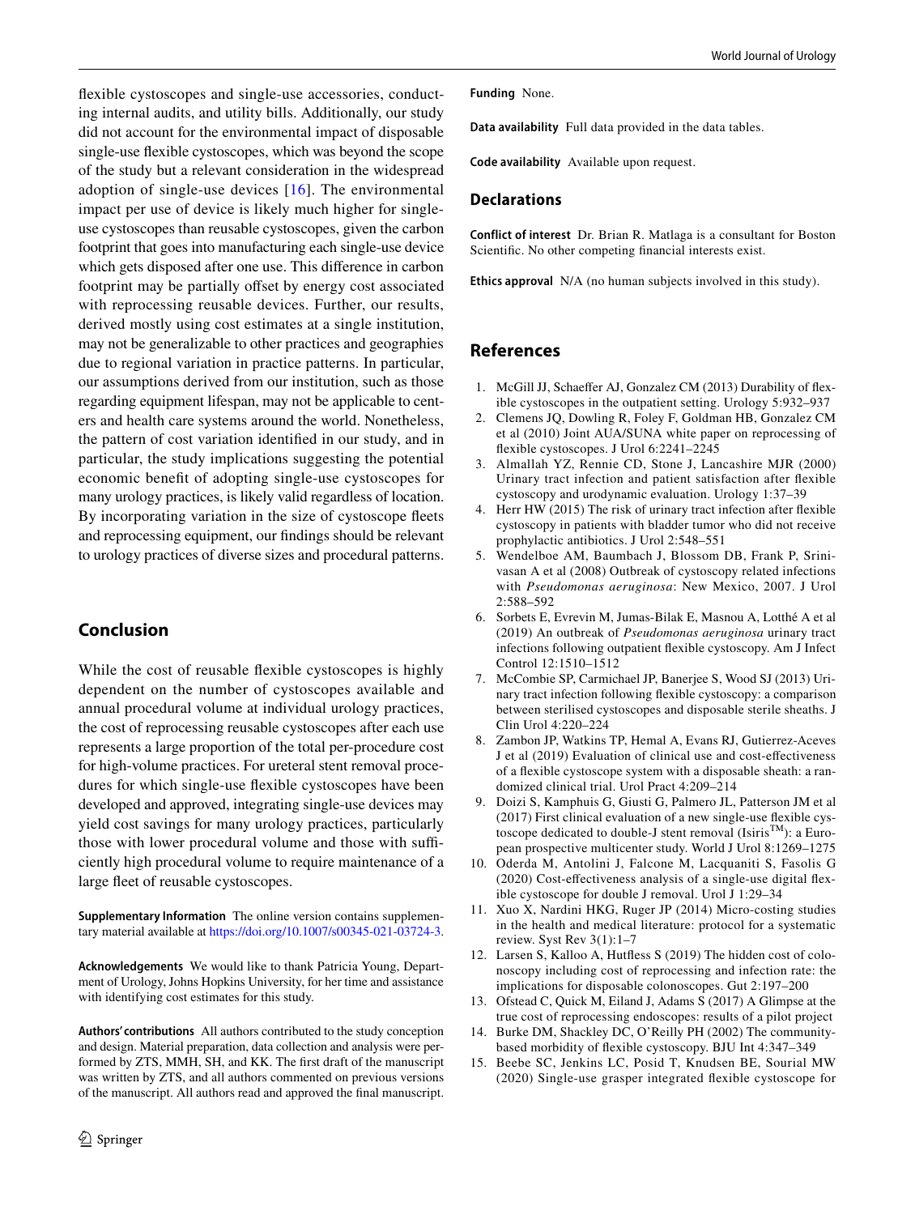flexible cystoscopes and single-use accessories, conducting internal audits, and utility bills. Additionally, our study did not account for the environmental impact of disposable single-use flexible cystoscopes, which was beyond the scope of the study but a relevant consideration in the widespread adoption of single-use devices [16]. The environmental impact per use of device is likely much higher for single-use cystoscopes than reusable cystoscopes, given the carbon footprint that goes into manufacturing each single-use device which gets disposed after one use. This difference in carbon footprint may be partially offset by energy cost associated with reprocessing reusable devices. Further, our results, derived mostly using cost estimates at a single institution, may not be generalizable to other practices and geographies due to regional variation in practice patterns. In particular, our assumptions derived from our institution, such as those regarding equipment lifespan, may not be applicable to centers and health care systems around the world. Nonetheless, the pattern of cost variation identified in our study, and in particular, the study implications suggesting the potential economic benefit of adopting single-use cystoscopes for many urology practices, is likely valid regardless of location. By incorporating variation in the size of cystoscope fleets and reprocessing equipment, our findings should be relevant to urology practices of diverse sizes and procedural patterns.

## Conclusion

While the cost of reusable flexible cystoscopes is highly dependent on the number of cystoscopes available and annual procedural volume at individual urology practices, the cost of reprocessing reusable cystoscopes after each use represents a large proportion of the total per-procedure cost for high-volume practices. For ureteral stent removal procedures for which single-use flexible cystoscopes have been developed and approved, integrating single-use devices may yield cost savings for many urology practices, particularly those with lower procedural volume and those with sufficiently high procedural volume to require maintenance of a large fleet of reusable cystoscopes.

**Supplementary Information** The online version contains supplementary material available at https://doi.org/10.1007/s00345-021-03724-3.

**Acknowledgements** We would like to thank Patricia Young, Department of Urology, Johns Hopkins University, for her time and assistance with identifying cost estimates for this study.

**Authors' contributions** All authors contributed to the study conception and design. Material preparation, data collection and analysis were performed by ZTS, MMH, SH, and KK. The first draft of the manuscript was written by ZTS, and all authors commented on previous versions of the manuscript. All authors read and approved the final manuscript.

**Funding** None.

**Data availability** Full data provided in the data tables.

**Code availability** Available upon request.

## Declarations

**Conflict of interest** Dr. Brian R. Matlaga is a consultant for Boston Scientific. No other competing financial interests exist.

**Ethics approval** N/A (no human subjects involved in this study).

## References

1. McGill JJ, Schaeffer AJ, Gonzalez CM (2013) Durability of flexible cystoscopes in the outpatient setting. Urology 5:932–937
2. Clemens JQ, Dowling R, Foley F, Goldman HB, Gonzalez CM et al (2010) Joint AUA/SUNA white paper on reprocessing of flexible cystoscopes. J Urol 6:2241–2245
3. Almallah YZ, Rennie CD, Stone J, Lancashire MJR (2000) Urinary tract infection and patient satisfaction after flexible cystoscopy and urodynamic evaluation. Urology 1:37–39
4. Herr HW (2015) The risk of urinary tract infection after flexible cystoscopy in patients with bladder tumor who did not receive prophylactic antibiotics. J Urol 2:548–551
5. Wendelboe AM, Baumbach J, Blossom DB, Frank P, Srinivasan A et al (2008) Outbreak of cystoscopy related infections with *Pseudomonas aeruginosa*: New Mexico, 2007. J Urol 2:588–592
6. Sorbets E, Evrevin M, Jumas-Bilak E, Masnou A, Lotthé A et al (2019) An outbreak of *Pseudomonas aeruginosa* urinary tract infections following outpatient flexible cystoscopy. Am J Infect Control 12:1510–1512
7. McCombie SP, Carmichael JP, Banerjee S, Wood SJ (2013) Urinary tract infection following flexible cystoscopy: a comparison between sterilised cystoscopes and disposable sterile sheaths. J Clin Urol 4:220–224
8. Zambon JP, Watkins TP, Hemal A, Evans RJ, Gutierrez-Aceves J et al (2019) Evaluation of clinical use and cost-effectiveness of a flexible cystoscope system with a disposable sheath: a randomized clinical trial. Urol Pract 4:209–214
9. Doizi S, Kamphuis G, Giusti G, Palmero JL, Patterson JM et al (2017) First clinical evaluation of a new single-use flexible cystoscope dedicated to double-J stent removal (Isiris™): a European prospective multicenter study. World J Urol 8:1269–1275
10. Oderda M, Antolini J, Falcone M, Lacquaniti S, Fasolis G (2020) Cost-effectiveness analysis of a single-use digital flexible cystoscope for double J removal. Urol J 1:29–34
11. Xuo X, Nardini HKG, Ruger JP (2014) Micro-costing studies in the health and medical literature: protocol for a systematic review. Syst Rev 3(1):1–7
12. Larsen S, Kalloo A, Hutfless S (2019) The hidden cost of colonoscopy including cost of reprocessing and infection rate: the implications for disposable colonoscopes. Gut 2:197–200
13. Ofstead C, Quick M, Eiland J, Adams S (2017) A Glimpse at the true cost of reprocessing endoscopes: results of a pilot project
14. Burke DM, Shackley DC, O'Reilly PH (2002) The community-based morbidity of flexible cystoscopy. BJU Int 4:347–349
15. Beebe SC, Jenkins LC, Posid T, Knudsen BE, Sourial MW (2020) Single-use grasper integrated flexible cystoscope for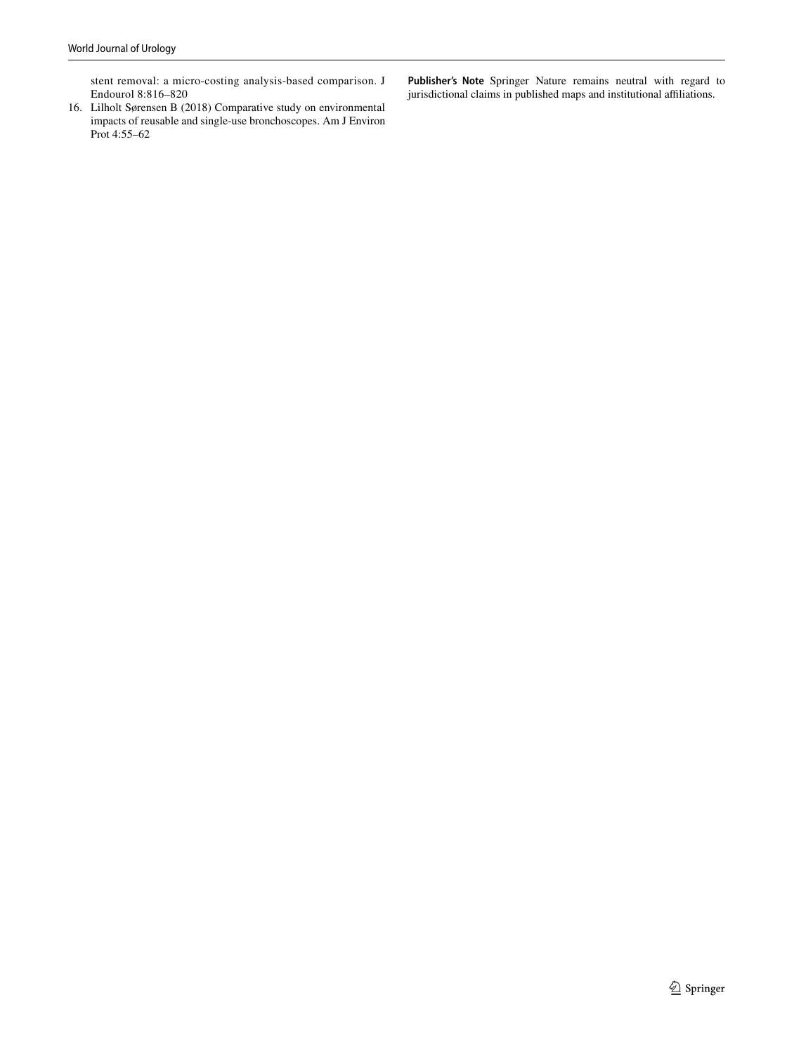stent removal: a micro-costing analysis-based comparison. J Endourol 8:816–820

16. Lilholt Sørensen B (2018) Comparative study on environmental impacts of reusable and single-use bronchoscopes. Am J Environ Prot 4:55–62

**Publisher's Note** Springer Nature remains neutral with regard to jurisdictional claims in published maps and institutional affiliations.